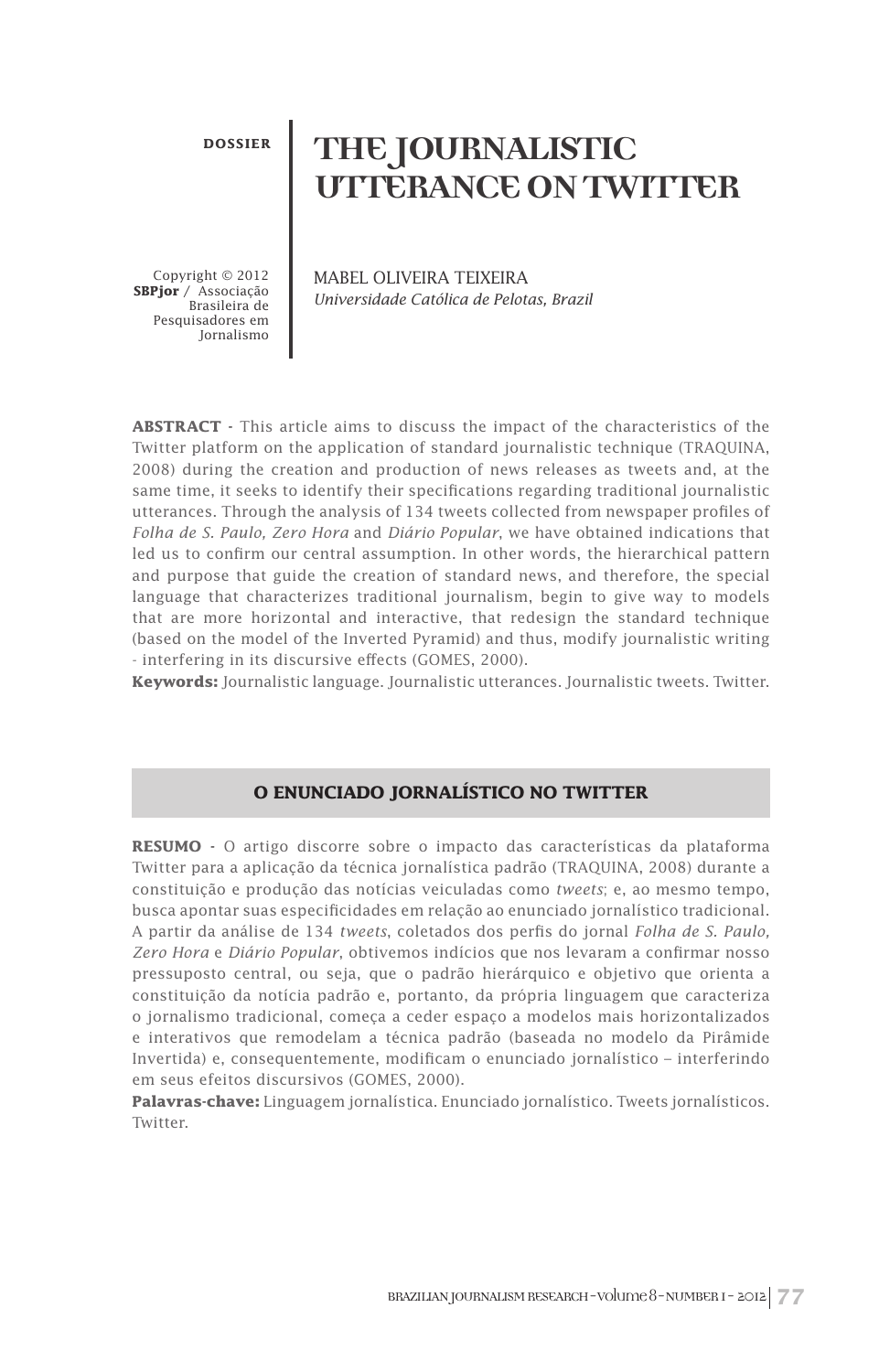**DOSSIER**

# THE JOURNALISTIC UTTERANCE ON TWITTER

Copyright © 2012 **SBPjor** / Associação Brasileira de Pesquisadores em Jornalismo

MABEL OLIVEIRA TEIXEIRA
*Universidade Católica de Pelotas, Brazil*

**ABSTRACT -** This article aims to discuss the impact of the characteristics of the Twitter platform on the application of standard journalistic technique (TRAQUINA, 2008) during the creation and production of news releases as tweets and, at the same time, it seeks to identify their specifications regarding traditional journalistic utterances. Through the analysis of 134 tweets collected from newspaper profiles of *Folha de S. Paulo, Zero Hora* and *Diário Popular*, we have obtained indications that led us to confirm our central assumption. In other words, the hierarchical pattern and purpose that guide the creation of standard news, and therefore, the special language that characterizes traditional journalism, begin to give way to models that are more horizontal and interactive, that redesign the standard technique (based on the model of the Inverted Pyramid) and thus, modify journalistic writing - interfering in its discursive effects (GOMES, 2000).

**Keywords:** Journalistic language. Journalistic utterances. Journalistic tweets. Twitter.

## O ENUNCIADO JORNALÍSTICO NO TWITTER

**RESUMO -** O artigo discorre sobre o impacto das características da plataforma Twitter para a aplicação da técnica jornalística padrão (TRAQUINA, 2008) durante a constituição e produção das notícias veiculadas como *tweets*; e, ao mesmo tempo, busca apontar suas especificidades em relação ao enunciado jornalístico tradicional. A partir da análise de 134 *tweets*, coletados dos perfis do jornal *Folha de S. Paulo, Zero Hora* e *Diário Popular*, obtivemos indícios que nos levaram a confirmar nosso pressuposto central, ou seja, que o padrão hierárquico e objetivo que orienta a constituição da notícia padrão e, portanto, da própria linguagem que caracteriza o jornalismo tradicional, começa a ceder espaço a modelos mais horizontalizados e interativos que remodelam a técnica padrão (baseada no modelo da Pirâmide Invertida) e, consequentemente, modificam o enunciado jornalístico – interferindo em seus efeitos discursivos (GOMES, 2000).

**Palavras-chave:** Linguagem jornalística. Enunciado jornalístico. Tweets jornalísticos. Twitter.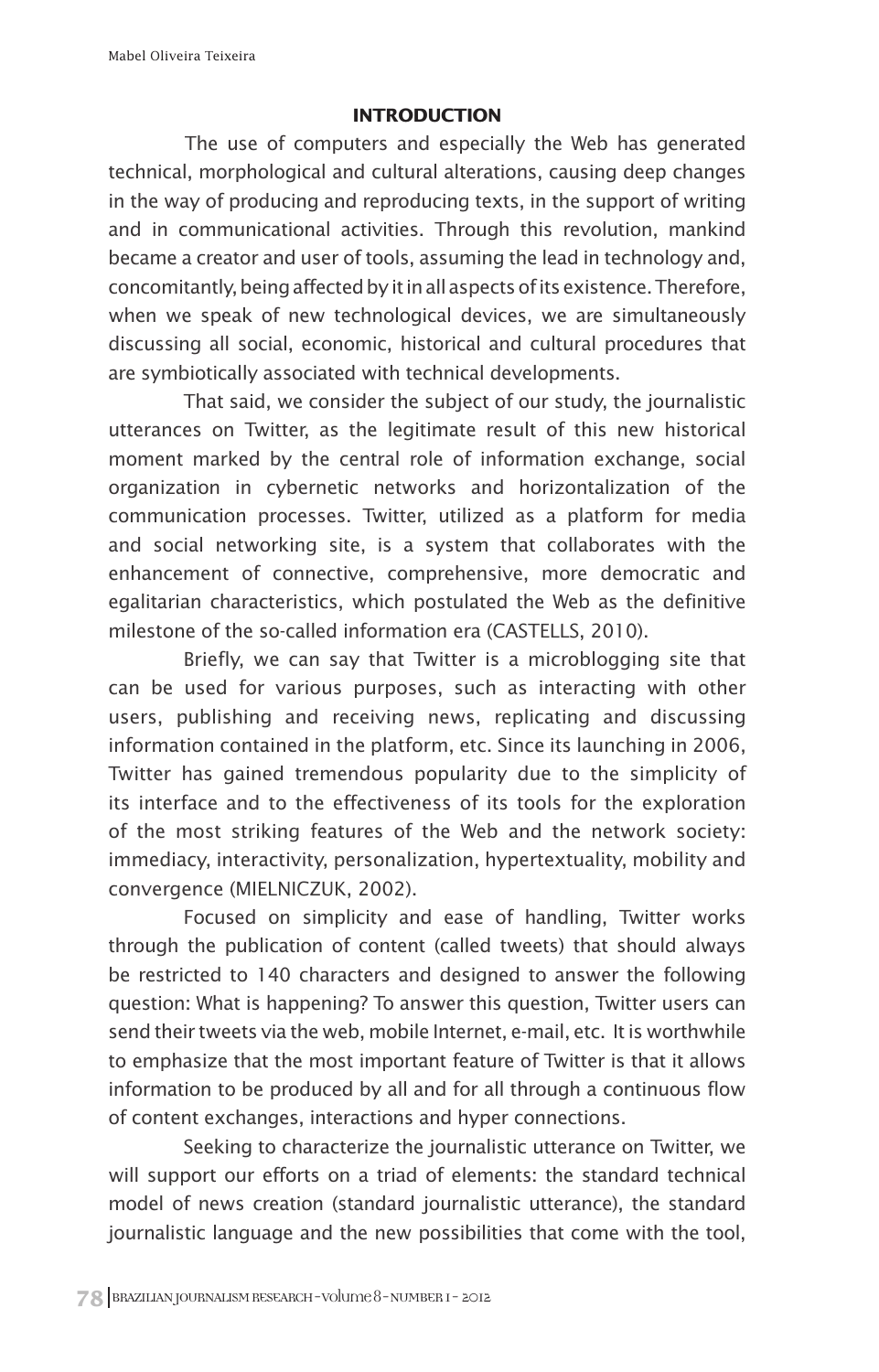## INTRODUCTION

The use of computers and especially the Web has generated technical, morphological and cultural alterations, causing deep changes in the way of producing and reproducing texts, in the support of writing and in communicational activities. Through this revolution, mankind became a creator and user of tools, assuming the lead in technology and, concomitantly, being affected by it in all aspects of its existence. Therefore, when we speak of new technological devices, we are simultaneously discussing all social, economic, historical and cultural procedures that are symbiotically associated with technical developments.

That said, we consider the subject of our study, the journalistic utterances on Twitter, as the legitimate result of this new historical moment marked by the central role of information exchange, social organization in cybernetic networks and horizontalization of the communication processes. Twitter, utilized as a platform for media and social networking site, is a system that collaborates with the enhancement of connective, comprehensive, more democratic and egalitarian characteristics, which postulated the Web as the definitive milestone of the so-called information era (CASTELLS, 2010).

Briefly, we can say that Twitter is a microblogging site that can be used for various purposes, such as interacting with other users, publishing and receiving news, replicating and discussing information contained in the platform, etc. Since its launching in 2006, Twitter has gained tremendous popularity due to the simplicity of its interface and to the effectiveness of its tools for the exploration of the most striking features of the Web and the network society: immediacy, interactivity, personalization, hypertextuality, mobility and convergence (MIELNICZUK, 2002).

Focused on simplicity and ease of handling, Twitter works through the publication of content (called tweets) that should always be restricted to 140 characters and designed to answer the following question: What is happening? To answer this question, Twitter users can send their tweets via the web, mobile Internet, e-mail, etc. It is worthwhile to emphasize that the most important feature of Twitter is that it allows information to be produced by all and for all through a continuous flow of content exchanges, interactions and hyper connections.

Seeking to characterize the journalistic utterance on Twitter, we will support our efforts on a triad of elements: the standard technical model of news creation (standard journalistic utterance), the standard journalistic language and the new possibilities that come with the tool,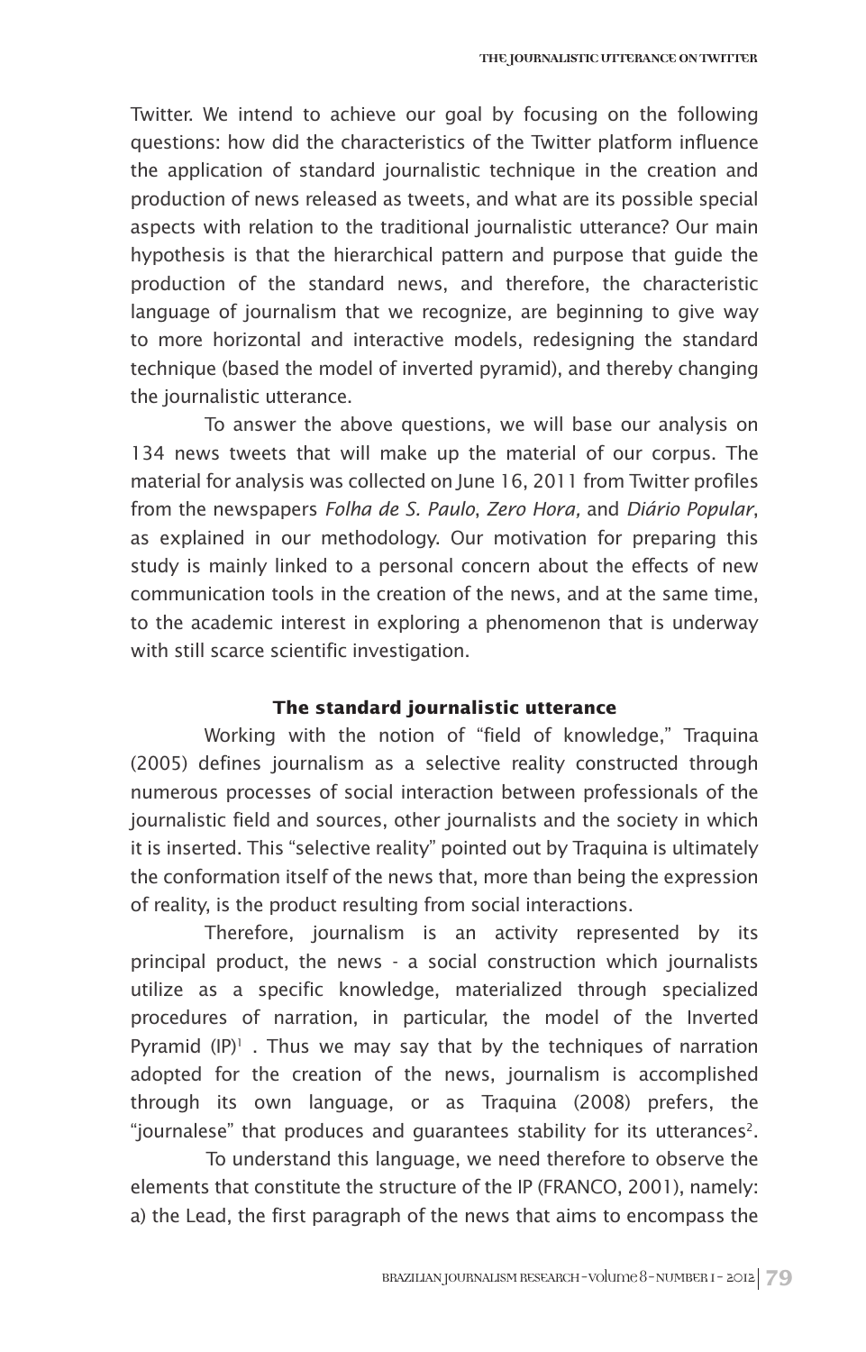Twitter. We intend to achieve our goal by focusing on the following questions: how did the characteristics of the Twitter platform influence the application of standard journalistic technique in the creation and production of news released as tweets, and what are its possible special aspects with relation to the traditional journalistic utterance? Our main hypothesis is that the hierarchical pattern and purpose that guide the production of the standard news, and therefore, the characteristic language of journalism that we recognize, are beginning to give way to more horizontal and interactive models, redesigning the standard technique (based the model of inverted pyramid), and thereby changing the journalistic utterance.

To answer the above questions, we will base our analysis on 134 news tweets that will make up the material of our corpus. The material for analysis was collected on June 16, 2011 from Twitter profiles from the newspapers *Folha de S. Paulo*, *Zero Hora,* and *Diário Popular*, as explained in our methodology. Our motivation for preparing this study is mainly linked to a personal concern about the effects of new communication tools in the creation of the news, and at the same time, to the academic interest in exploring a phenomenon that is underway with still scarce scientific investigation.

## The standard journalistic utterance

Working with the notion of "field of knowledge," Traquina (2005) defines journalism as a selective reality constructed through numerous processes of social interaction between professionals of the journalistic field and sources, other journalists and the society in which it is inserted. This "selective reality" pointed out by Traquina is ultimately the conformation itself of the news that, more than being the expression of reality, is the product resulting from social interactions.

Therefore, journalism is an activity represented by its principal product, the news - a social construction which journalists utilize as a specific knowledge, materialized through specialized procedures of narration, in particular, the model of the Inverted Pyramid (IP)[1] . Thus we may say that by the techniques of narration adopted for the creation of the news, journalism is accomplished through its own language, or as Traquina (2008) prefers, the "journalese" that produces and guarantees stability for its utterances[2].

To understand this language, we need therefore to observe the elements that constitute the structure of the IP (FRANCO, 2001), namely: a) the Lead, the first paragraph of the news that aims to encompass the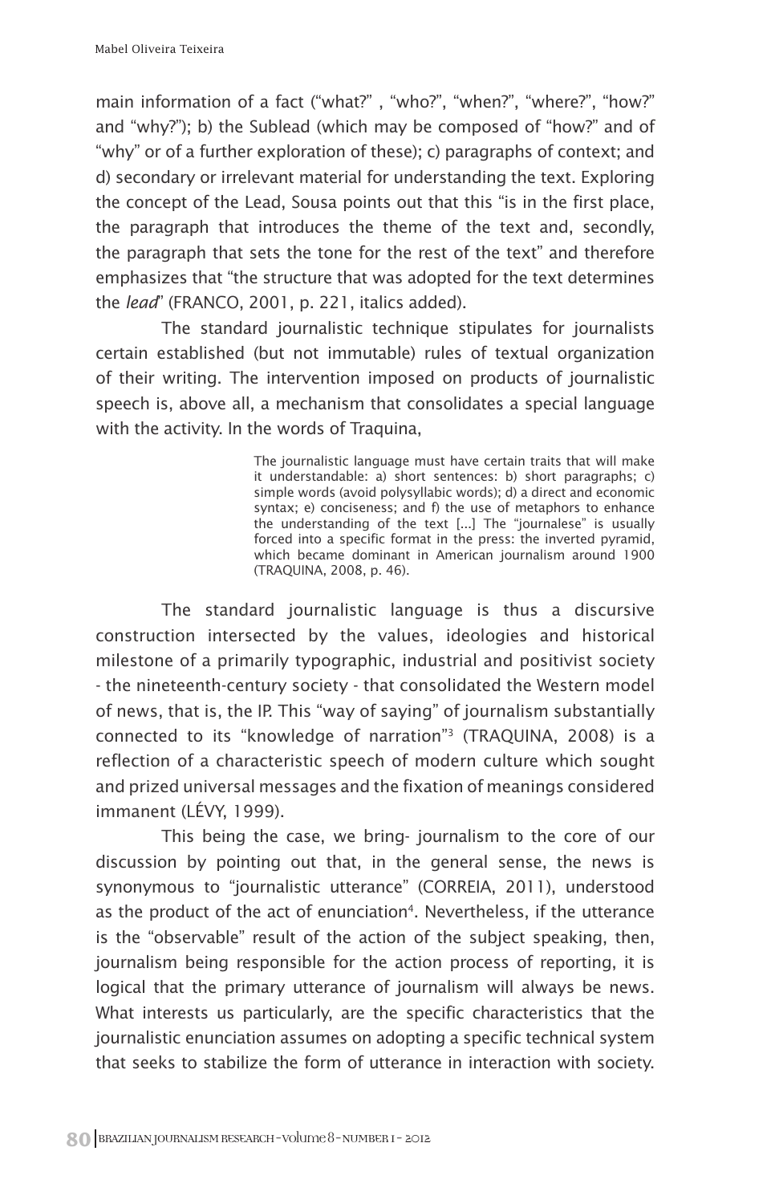main information of a fact ("what?" , "who?", "when?", "where?", "how?" and "why?"); b) the Sublead (which may be composed of "how?" and of "why" or of a further exploration of these); c) paragraphs of context; and d) secondary or irrelevant material for understanding the text. Exploring the concept of the Lead, Sousa points out that this "is in the first place, the paragraph that introduces the theme of the text and, secondly, the paragraph that sets the tone for the rest of the text" and therefore emphasizes that "the structure that was adopted for the text determines the *lead*" (FRANCO, 2001, p. 221, italics added).

The standard journalistic technique stipulates for journalists certain established (but not immutable) rules of textual organization of their writing. The intervention imposed on products of journalistic speech is, above all, a mechanism that consolidates a special language with the activity. In the words of Traquina,

> The journalistic language must have certain traits that will make it understandable: a) short sentences: b) short paragraphs; c) simple words (avoid polysyllabic words); d) a direct and economic syntax; e) conciseness; and f) the use of metaphors to enhance the understanding of the text [...] The "journalese" is usually forced into a specific format in the press: the inverted pyramid, which became dominant in American journalism around 1900 (TRAQUINA, 2008, p. 46).

The standard journalistic language is thus a discursive construction intersected by the values, ideologies and historical milestone of a primarily typographic, industrial and positivist society - the nineteenth-century society - that consolidated the Western model of news, that is, the IP. This "way of saying" of journalism substantially connected to its "knowledge of narration"[3] (TRAQUINA, 2008) is a reflection of a characteristic speech of modern culture which sought and prized universal messages and the fixation of meanings considered immanent (LÉVY, 1999).

This being the case, we bring- journalism to the core of our discussion by pointing out that, in the general sense, the news is synonymous to "journalistic utterance" (CORREIA, 2011), understood as the product of the act of enunciation[4]. Nevertheless, if the utterance is the "observable" result of the action of the subject speaking, then, journalism being responsible for the action process of reporting, it is logical that the primary utterance of journalism will always be news. What interests us particularly, are the specific characteristics that the journalistic enunciation assumes on adopting a specific technical system that seeks to stabilize the form of utterance in interaction with society.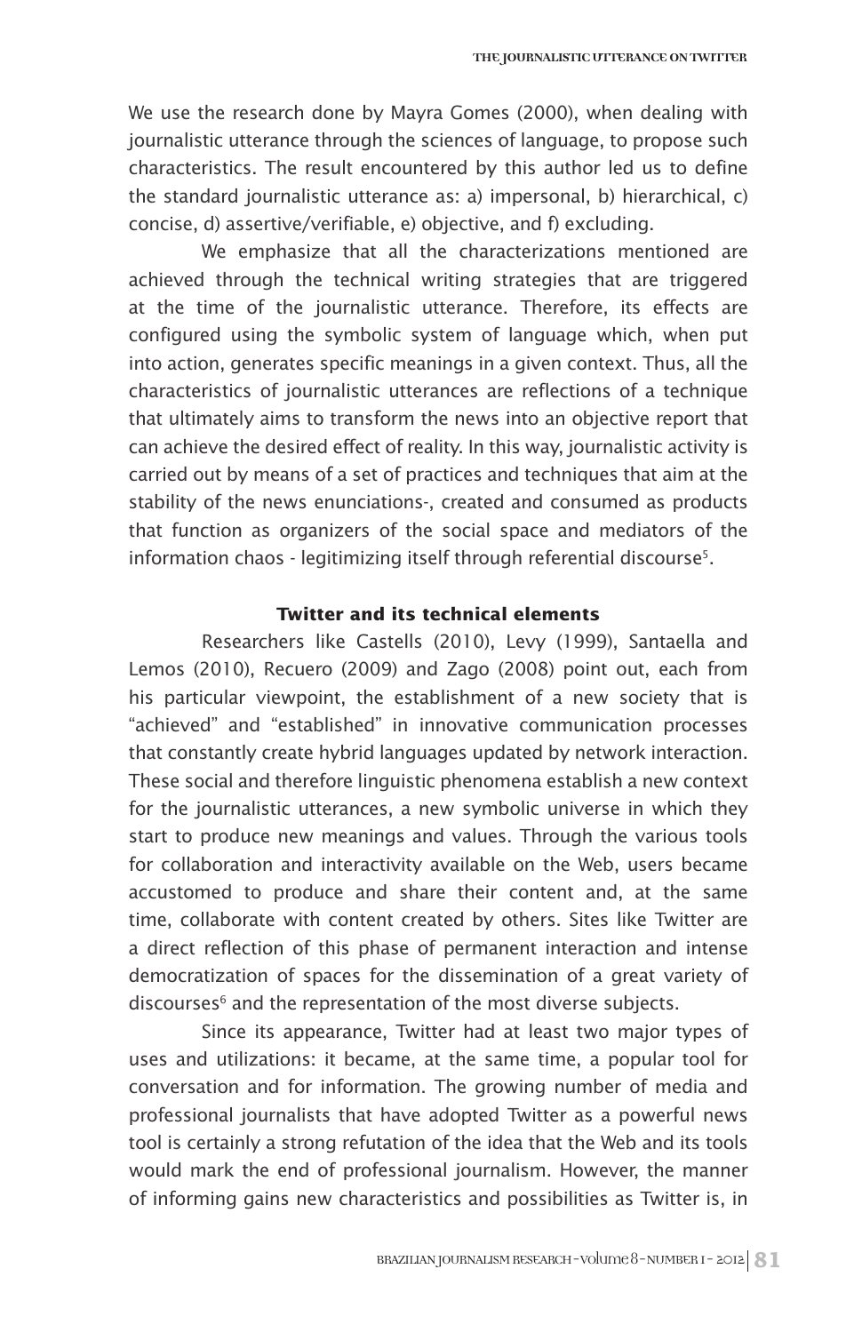We use the research done by Mayra Gomes (2000), when dealing with journalistic utterance through the sciences of language, to propose such characteristics. The result encountered by this author led us to define the standard journalistic utterance as: a) impersonal, b) hierarchical, c) concise, d) assertive/verifiable, e) objective, and f) excluding.

We emphasize that all the characterizations mentioned are achieved through the technical writing strategies that are triggered at the time of the journalistic utterance. Therefore, its effects are configured using the symbolic system of language which, when put into action, generates specific meanings in a given context. Thus, all the characteristics of journalistic utterances are reflections of a technique that ultimately aims to transform the news into an objective report that can achieve the desired effect of reality. In this way, journalistic activity is carried out by means of a set of practices and techniques that aim at the stability of the news enunciations-, created and consumed as products that function as organizers of the social space and mediators of the information chaos - legitimizing itself through referential discourse[5].

## Twitter and its technical elements

Researchers like Castells (2010), Levy (1999), Santaella and Lemos (2010), Recuero (2009) and Zago (2008) point out, each from his particular viewpoint, the establishment of a new society that is "achieved" and "established" in innovative communication processes that constantly create hybrid languages updated by network interaction. These social and therefore linguistic phenomena establish a new context for the journalistic utterances, a new symbolic universe in which they start to produce new meanings and values. Through the various tools for collaboration and interactivity available on the Web, users became accustomed to produce and share their content and, at the same time, collaborate with content created by others. Sites like Twitter are a direct reflection of this phase of permanent interaction and intense democratization of spaces for the dissemination of a great variety of discourses[6] and the representation of the most diverse subjects.

Since its appearance, Twitter had at least two major types of uses and utilizations: it became, at the same time, a popular tool for conversation and for information. The growing number of media and professional journalists that have adopted Twitter as a powerful news tool is certainly a strong refutation of the idea that the Web and its tools would mark the end of professional journalism. However, the manner of informing gains new characteristics and possibilities as Twitter is, in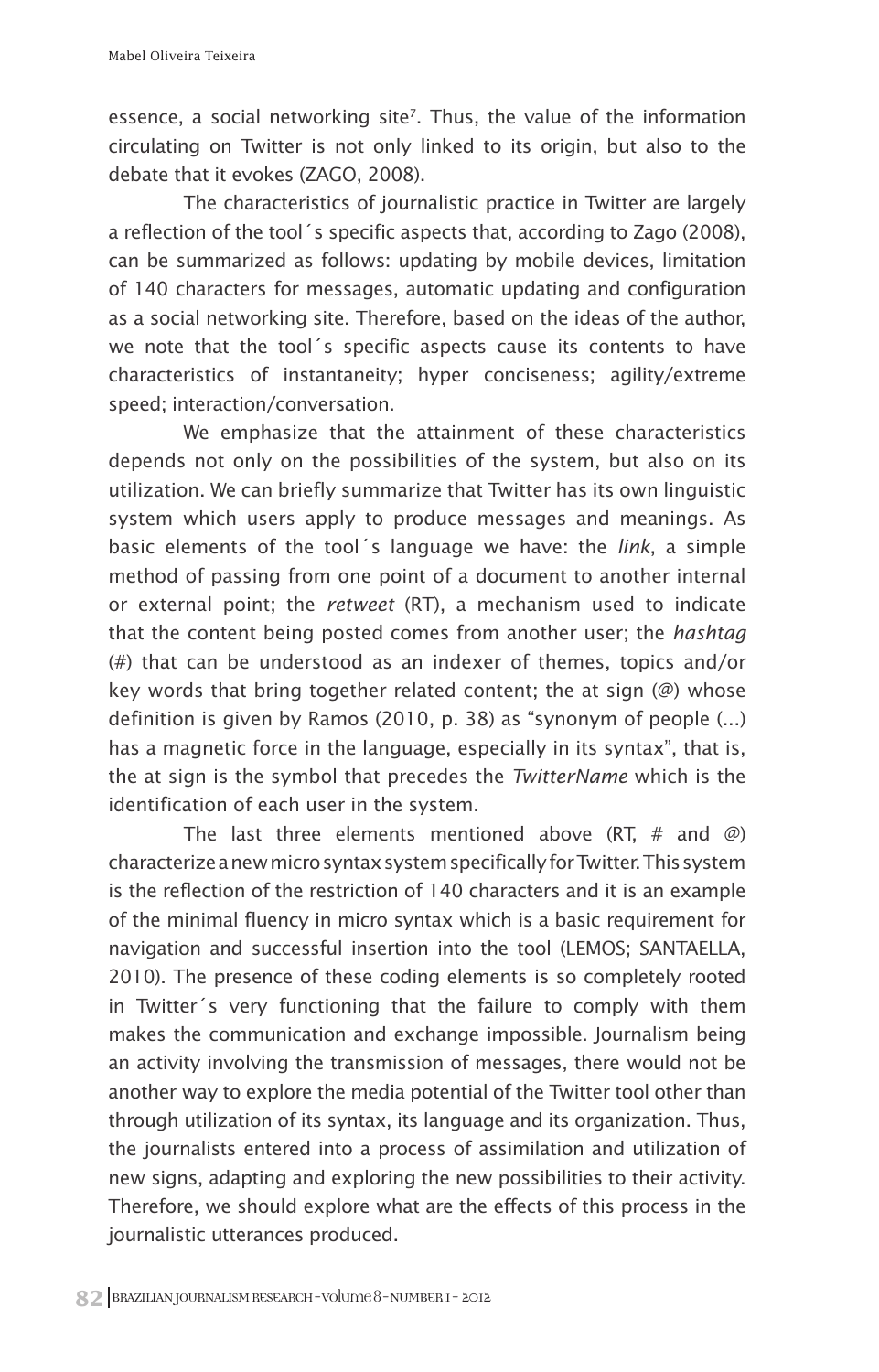essence, a social networking site[7]. Thus, the value of the information circulating on Twitter is not only linked to its origin, but also to the debate that it evokes (ZAGO, 2008).

The characteristics of journalistic practice in Twitter are largely a reflection of the tool´s specific aspects that, according to Zago (2008), can be summarized as follows: updating by mobile devices, limitation of 140 characters for messages, automatic updating and configuration as a social networking site. Therefore, based on the ideas of the author, we note that the tool´s specific aspects cause its contents to have characteristics of instantaneity; hyper conciseness; agility/extreme speed; interaction/conversation.

We emphasize that the attainment of these characteristics depends not only on the possibilities of the system, but also on its utilization. We can briefly summarize that Twitter has its own linguistic system which users apply to produce messages and meanings. As basic elements of the tool´s language we have: the *link*, a simple method of passing from one point of a document to another internal or external point; the *retweet* (RT), a mechanism used to indicate that the content being posted comes from another user; the *hashtag* (#) that can be understood as an indexer of themes, topics and/or key words that bring together related content; the at sign (@) whose definition is given by Ramos (2010, p. 38) as "synonym of people (...) has a magnetic force in the language, especially in its syntax", that is, the at sign is the symbol that precedes the *TwitterName* which is the identification of each user in the system.

The last three elements mentioned above (RT, # and @) characterize a new micro syntax system specifically for Twitter. This system is the reflection of the restriction of 140 characters and it is an example of the minimal fluency in micro syntax which is a basic requirement for navigation and successful insertion into the tool (LEMOS; SANTAELLA, 2010). The presence of these coding elements is so completely rooted in Twitter´s very functioning that the failure to comply with them makes the communication and exchange impossible. Journalism being an activity involving the transmission of messages, there would not be another way to explore the media potential of the Twitter tool other than through utilization of its syntax, its language and its organization. Thus, the journalists entered into a process of assimilation and utilization of new signs, adapting and exploring the new possibilities to their activity. Therefore, we should explore what are the effects of this process in the journalistic utterances produced.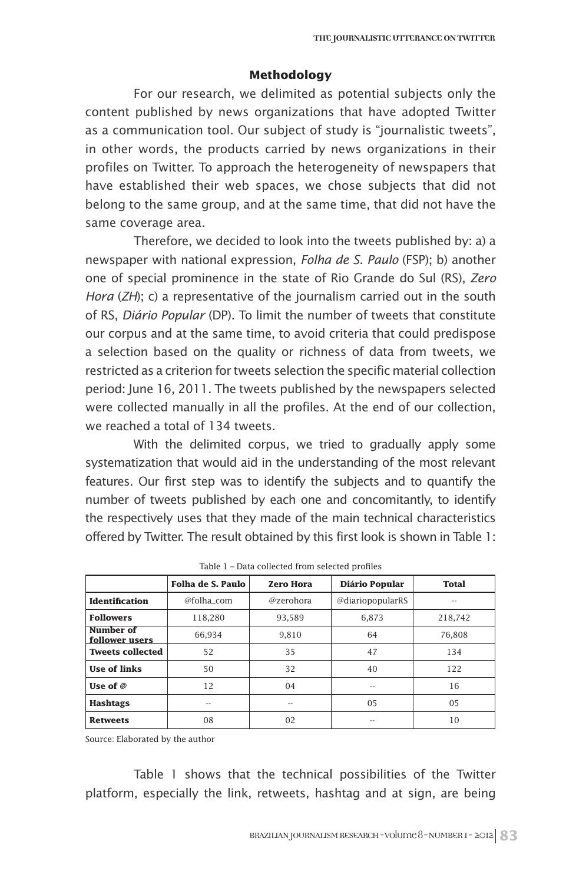## Methodology

For our research, we delimited as potential subjects only the content published by news organizations that have adopted Twitter as a communication tool. Our subject of study is "journalistic tweets", in other words, the products carried by news organizations in their profiles on Twitter. To approach the heterogeneity of newspapers that have established their web spaces, we chose subjects that did not belong to the same group, and at the same time, that did not have the same coverage area.

Therefore, we decided to look into the tweets published by: a) a newspaper with national expression, *Folha de S. Paulo* (FSP); b) another one of special prominence in the state of Rio Grande do Sul (RS), *Zero Hora* (*ZH*); c) a representative of the journalism carried out in the south of RS, *Diário Popular* (DP). To limit the number of tweets that constitute our corpus and at the same time, to avoid criteria that could predispose a selection based on the quality or richness of data from tweets, we restricted as a criterion for tweets selection the specific material collection period: June 16, 2011. The tweets published by the newspapers selected were collected manually in all the profiles. At the end of our collection, we reached a total of 134 tweets.

With the delimited corpus, we tried to gradually apply some systematization that would aid in the understanding of the most relevant features. Our first step was to identify the subjects and to quantify the number of tweets published by each one and concomitantly, to identify the respectively uses that they made of the main technical characteristics offered by Twitter. The result obtained by this first look is shown in Table 1:

Table 1 – Data collected from selected profiles

| | Folha de S. Paulo | Zero Hora | Diário Popular | Total |
|---|---|---|---|---|
| **Identification** | @folha_com | @zerohora | @diariopopularRS | -- |
| **Followers** | 118,280 | 93,589 | 6,873 | 218,742 |
| **Number of follower users** | 66,934 | 9,810 | 64 | 76,808 |
| **Tweets collected** | 52 | 35 | 47 | 134 |
| **Use of links** | 50 | 32 | 40 | 122 |
| **Use of @** | 12 | 04 | -- | 16 |
| **Hashtags** | -- | -- | 05 | 05 |
| **Retweets** | 08 | 02 | -- | 10 |

Source: Elaborated by the author

Table 1 shows that the technical possibilities of the Twitter platform, especially the link, retweets, hashtag and at sign, are being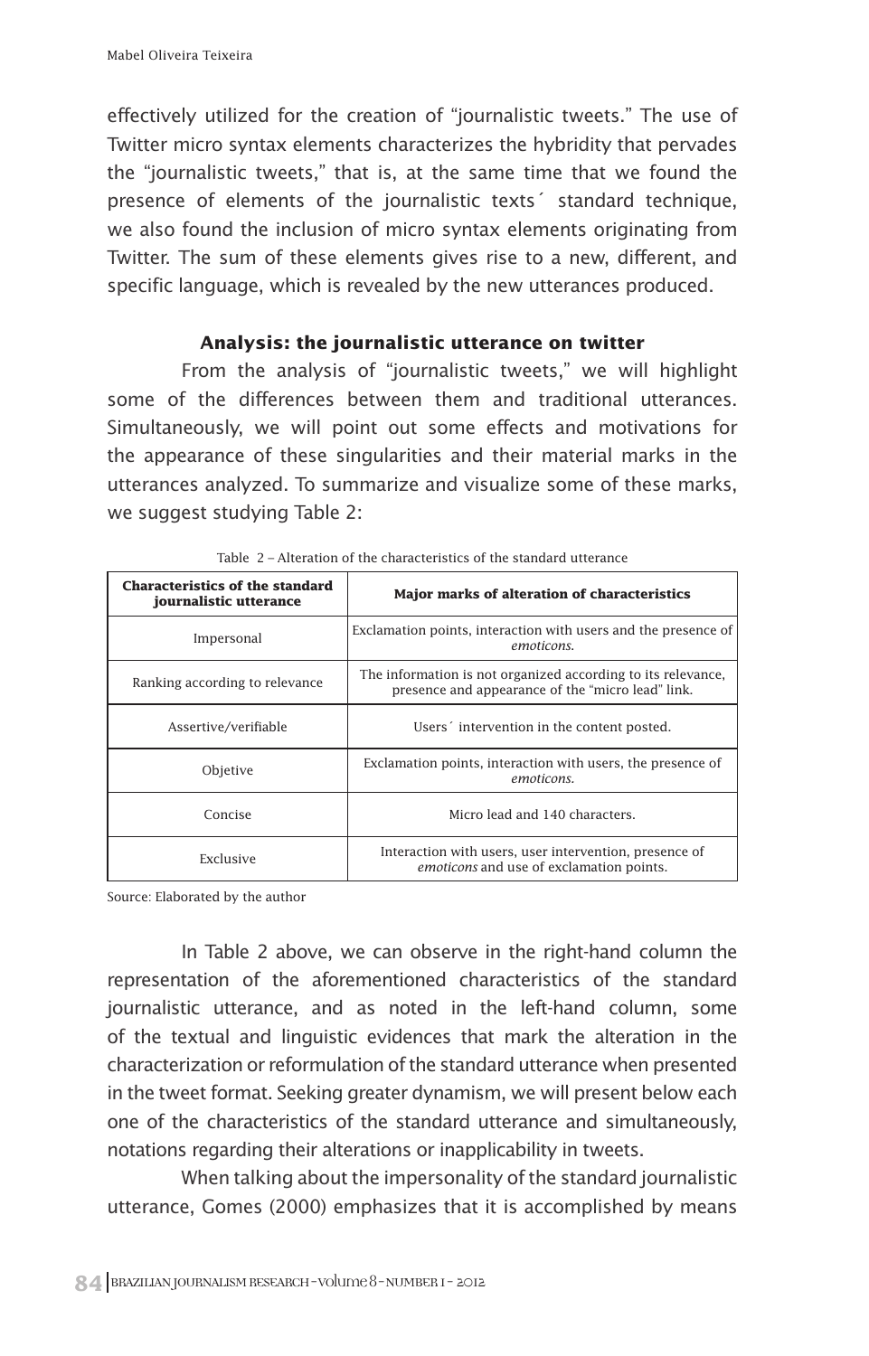effectively utilized for the creation of "journalistic tweets." The use of Twitter micro syntax elements characterizes the hybridity that pervades the "journalistic tweets," that is, at the same time that we found the presence of elements of the journalistic texts´ standard technique, we also found the inclusion of micro syntax elements originating from Twitter. The sum of these elements gives rise to a new, different, and specific language, which is revealed by the new utterances produced.

### Analysis: the journalistic utterance on twitter

From the analysis of "journalistic tweets," we will highlight some of the differences between them and traditional utterances. Simultaneously, we will point out some effects and motivations for the appearance of these singularities and their material marks in the utterances analyzed. To summarize and visualize some of these marks, we suggest studying Table 2:

Table 2 – Alteration of the characteristics of the standard utterance

| Characteristics of the standard journalistic utterance | Major marks of alteration of characteristics |
| --- | --- |
| Impersonal | Exclamation points, interaction with users and the presence of *emoticons.* |
| Ranking according to relevance | The information is not organized according to its relevance, presence and appearance of the "micro lead" link. |
| Assertive/verifiable | Users´ intervention in the content posted. |
| Objetive | Exclamation points, interaction with users, the presence of *emoticons.* |
| Concise | Micro lead and 140 characters. |
| Exclusive | Interaction with users, user intervention, presence of *emoticons* and use of exclamation points. |

Source: Elaborated by the author

In Table 2 above, we can observe in the right-hand column the representation of the aforementioned characteristics of the standard journalistic utterance, and as noted in the left-hand column, some of the textual and linguistic evidences that mark the alteration in the characterization or reformulation of the standard utterance when presented in the tweet format. Seeking greater dynamism, we will present below each one of the characteristics of the standard utterance and simultaneously, notations regarding their alterations or inapplicability in tweets.

When talking about the impersonality of the standard journalistic utterance, Gomes (2000) emphasizes that it is accomplished by means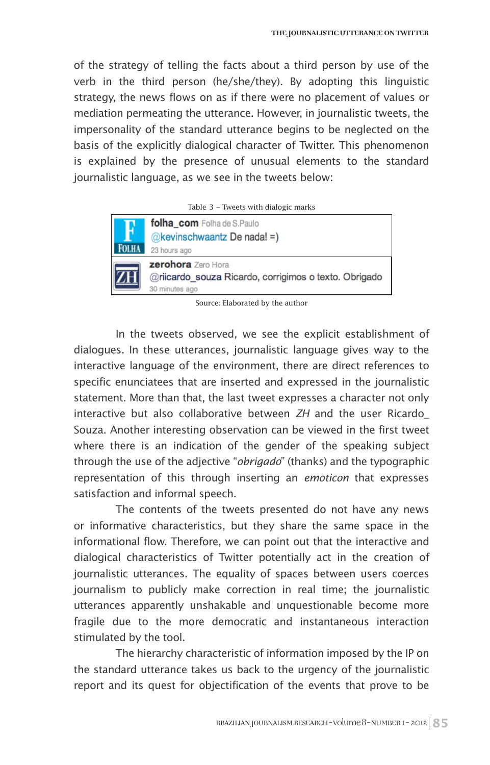of the strategy of telling the facts about a third person by use of the verb in the third person (he/she/they). By adopting this linguistic strategy, the news flows on as if there were no placement of values or mediation permeating the utterance. However, in journalistic tweets, the impersonality of the standard utterance begins to be neglected on the basis of the explicitly dialogical character of Twitter. This phenomenon is explained by the presence of unusual elements to the standard journalistic language, as we see in the tweets below:

Table 3 – Tweets with dialogic marks

| | |
|---|---|
| F FOLHA | **folha_com** Folha de S.Paulo<br>@kevinschwaantz De nada! =)<br>23 hours ago |
| ZH | **zerohora** Zero Hora<br>@riicardo_souza Ricardo, corrigimos o texto. Obrigado<br>30 minutes ago |

Source: Elaborated by the author

In the tweets observed, we see the explicit establishment of dialogues. In these utterances, journalistic language gives way to the interactive language of the environment, there are direct references to specific enunciatees that are inserted and expressed in the journalistic statement. More than that, the last tweet expresses a character not only interactive but also collaborative between *ZH* and the user Ricardo_ Souza. Another interesting observation can be viewed in the first tweet where there is an indication of the gender of the speaking subject through the use of the adjective "*obrigado*" (thanks) and the typographic representation of this through inserting an *emoticon* that expresses satisfaction and informal speech.

The contents of the tweets presented do not have any news or informative characteristics, but they share the same space in the informational flow. Therefore, we can point out that the interactive and dialogical characteristics of Twitter potentially act in the creation of journalistic utterances. The equality of spaces between users coerces journalism to publicly make correction in real time; the journalistic utterances apparently unshakable and unquestionable become more fragile due to the more democratic and instantaneous interaction stimulated by the tool.

The hierarchy characteristic of information imposed by the IP on the standard utterance takes us back to the urgency of the journalistic report and its quest for objectification of the events that prove to be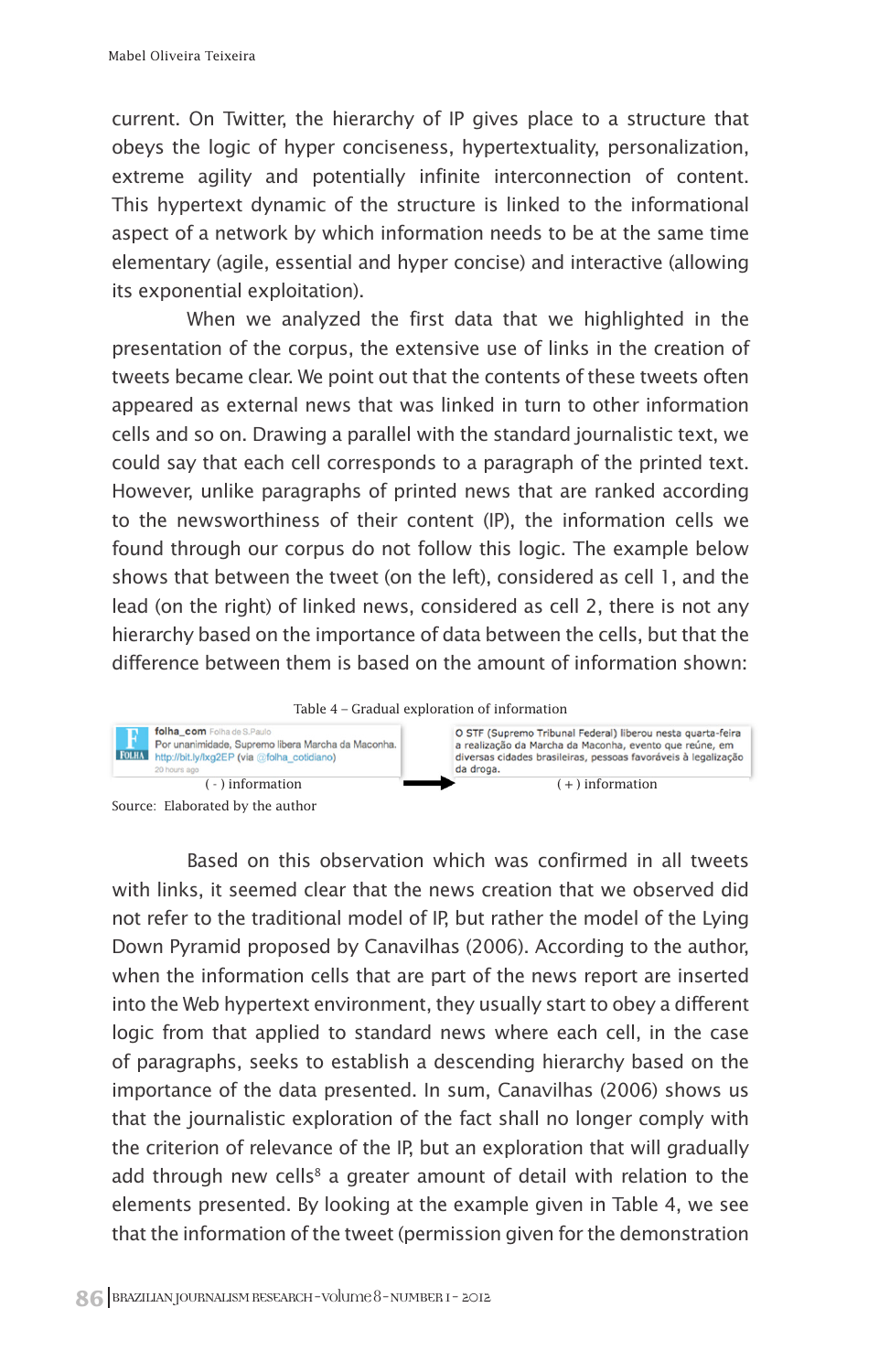current. On Twitter, the hierarchy of IP gives place to a structure that obeys the logic of hyper conciseness, hypertextuality, personalization, extreme agility and potentially infinite interconnection of content. This hypertext dynamic of the structure is linked to the informational aspect of a network by which information needs to be at the same time elementary (agile, essential and hyper concise) and interactive (allowing its exponential exploitation).

When we analyzed the first data that we highlighted in the presentation of the corpus, the extensive use of links in the creation of tweets became clear. We point out that the contents of these tweets often appeared as external news that was linked in turn to other information cells and so on. Drawing a parallel with the standard journalistic text, we could say that each cell corresponds to a paragraph of the printed text. However, unlike paragraphs of printed news that are ranked according to the newsworthiness of their content (IP), the information cells we found through our corpus do not follow this logic. The example below shows that between the tweet (on the left), considered as cell 1, and the lead (on the right) of linked news, considered as cell 2, there is not any hierarchy based on the importance of data between the cells, but that the difference between them is based on the amount of information shown:

Table 4 – Gradual exploration of information

| folha_com Folha de S.Paulo Por unanimidade, Supremo libera Marcha da Maconha. http://bit.ly/lxg2EP (via @folha_cotidiano) 20 hours ago | → | O STF (Supremo Tribunal Federal) liberou nesta quarta-feira a realização da Marcha da Maconha, evento que reúne, em diversas cidades brasileiras, pessoas favoráveis à legalização da droga. |
|---|---|---|
| ( - ) information | | ( + ) information |

Source: Elaborated by the author

Based on this observation which was confirmed in all tweets with links, it seemed clear that the news creation that we observed did not refer to the traditional model of IP, but rather the model of the Lying Down Pyramid proposed by Canavilhas (2006). According to the author, when the information cells that are part of the news report are inserted into the Web hypertext environment, they usually start to obey a different logic from that applied to standard news where each cell, in the case of paragraphs, seeks to establish a descending hierarchy based on the importance of the data presented. In sum, Canavilhas (2006) shows us that the journalistic exploration of the fact shall no longer comply with the criterion of relevance of the IP, but an exploration that will gradually add through new cells[8] a greater amount of detail with relation to the elements presented. By looking at the example given in Table 4, we see that the information of the tweet (permission given for the demonstration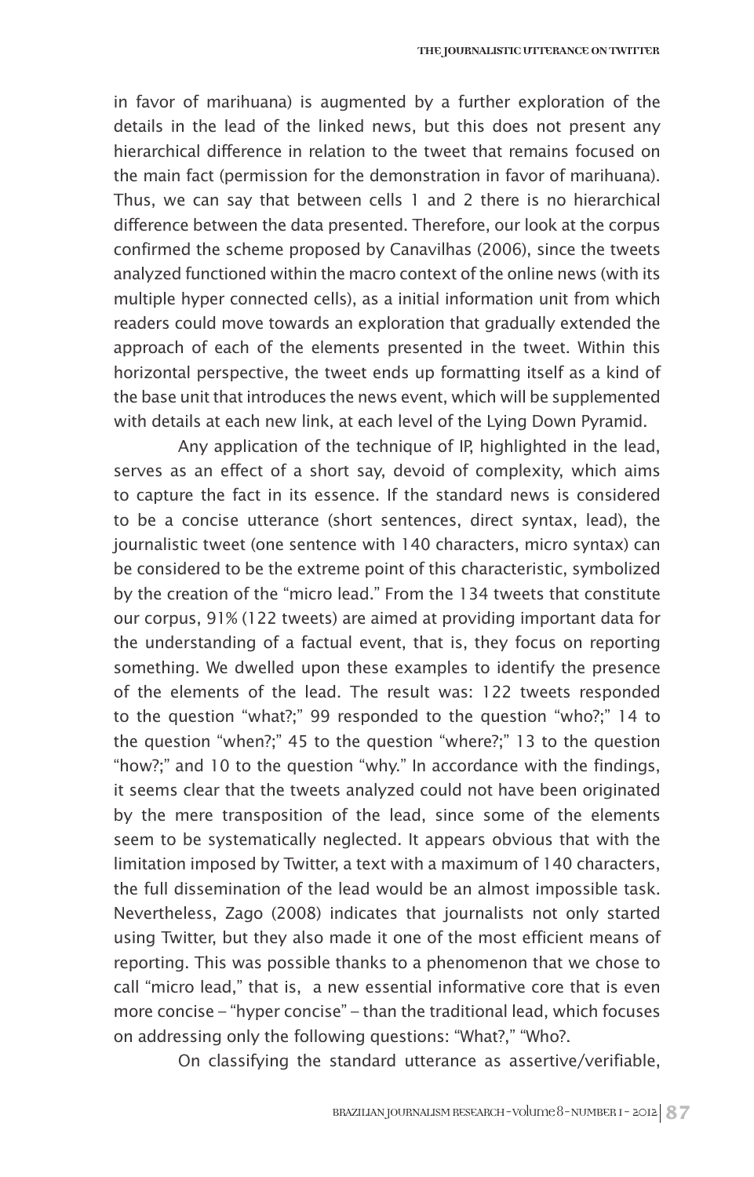in favor of marihuana) is augmented by a further exploration of the details in the lead of the linked news, but this does not present any hierarchical difference in relation to the tweet that remains focused on the main fact (permission for the demonstration in favor of marihuana). Thus, we can say that between cells 1 and 2 there is no hierarchical difference between the data presented. Therefore, our look at the corpus confirmed the scheme proposed by Canavilhas (2006), since the tweets analyzed functioned within the macro context of the online news (with its multiple hyper connected cells), as a initial information unit from which readers could move towards an exploration that gradually extended the approach of each of the elements presented in the tweet. Within this horizontal perspective, the tweet ends up formatting itself as a kind of the base unit that introduces the news event, which will be supplemented with details at each new link, at each level of the Lying Down Pyramid.

Any application of the technique of IP, highlighted in the lead, serves as an effect of a short say, devoid of complexity, which aims to capture the fact in its essence. If the standard news is considered to be a concise utterance (short sentences, direct syntax, lead), the journalistic tweet (one sentence with 140 characters, micro syntax) can be considered to be the extreme point of this characteristic, symbolized by the creation of the "micro lead." From the 134 tweets that constitute our corpus, 91% (122 tweets) are aimed at providing important data for the understanding of a factual event, that is, they focus on reporting something. We dwelled upon these examples to identify the presence of the elements of the lead. The result was: 122 tweets responded to the question "what?;" 99 responded to the question "who?;" 14 to the question "when?;" 45 to the question "where?;" 13 to the question "how?;" and 10 to the question "why." In accordance with the findings, it seems clear that the tweets analyzed could not have been originated by the mere transposition of the lead, since some of the elements seem to be systematically neglected. It appears obvious that with the limitation imposed by Twitter, a text with a maximum of 140 characters, the full dissemination of the lead would be an almost impossible task. Nevertheless, Zago (2008) indicates that journalists not only started using Twitter, but they also made it one of the most efficient means of reporting. This was possible thanks to a phenomenon that we chose to call "micro lead," that is, a new essential informative core that is even more concise – "hyper concise" – than the traditional lead, which focuses on addressing only the following questions: "What?," "Who?.

On classifying the standard utterance as assertive/verifiable,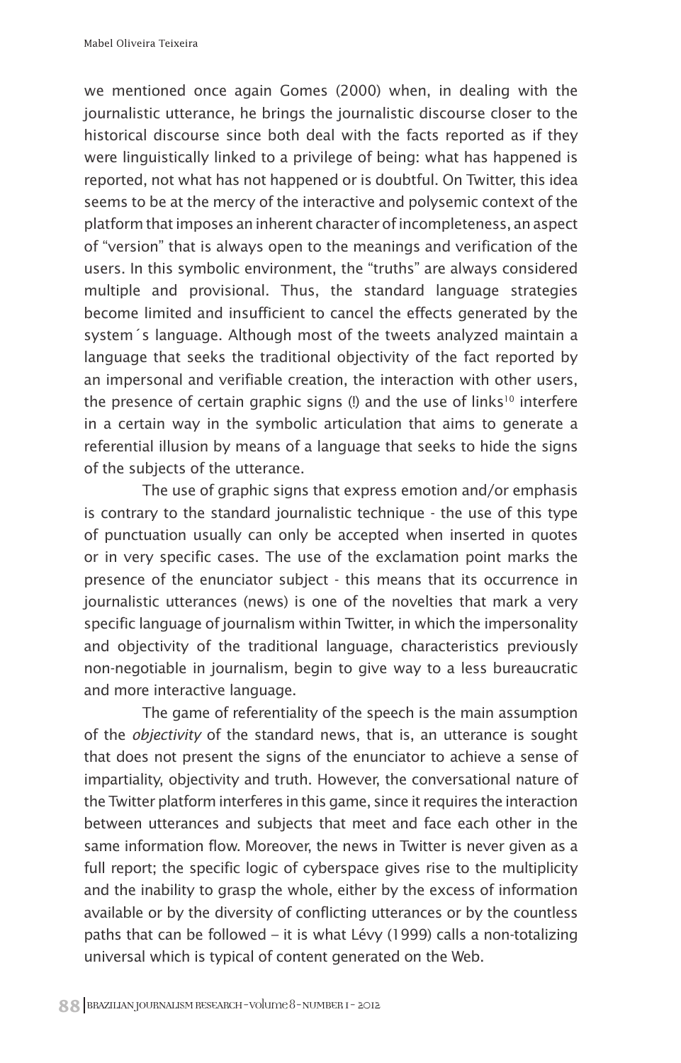we mentioned once again Gomes (2000) when, in dealing with the journalistic utterance, he brings the journalistic discourse closer to the historical discourse since both deal with the facts reported as if they were linguistically linked to a privilege of being: what has happened is reported, not what has not happened or is doubtful. On Twitter, this idea seems to be at the mercy of the interactive and polysemic context of the platform that imposes an inherent character of incompleteness, an aspect of "version" that is always open to the meanings and verification of the users. In this symbolic environment, the "truths" are always considered multiple and provisional. Thus, the standard language strategies become limited and insufficient to cancel the effects generated by the system´s language. Although most of the tweets analyzed maintain a language that seeks the traditional objectivity of the fact reported by an impersonal and verifiable creation, the interaction with other users, the presence of certain graphic signs (!) and the use of links[10] interfere in a certain way in the symbolic articulation that aims to generate a referential illusion by means of a language that seeks to hide the signs of the subjects of the utterance.

The use of graphic signs that express emotion and/or emphasis is contrary to the standard journalistic technique - the use of this type of punctuation usually can only be accepted when inserted in quotes or in very specific cases. The use of the exclamation point marks the presence of the enunciator subject - this means that its occurrence in journalistic utterances (news) is one of the novelties that mark a very specific language of journalism within Twitter, in which the impersonality and objectivity of the traditional language, characteristics previously non-negotiable in journalism, begin to give way to a less bureaucratic and more interactive language.

The game of referentiality of the speech is the main assumption of the *objectivity* of the standard news, that is, an utterance is sought that does not present the signs of the enunciator to achieve a sense of impartiality, objectivity and truth. However, the conversational nature of the Twitter platform interferes in this game, since it requires the interaction between utterances and subjects that meet and face each other in the same information flow. Moreover, the news in Twitter is never given as a full report; the specific logic of cyberspace gives rise to the multiplicity and the inability to grasp the whole, either by the excess of information available or by the diversity of conflicting utterances or by the countless paths that can be followed – it is what Lévy (1999) calls a non-totalizing universal which is typical of content generated on the Web.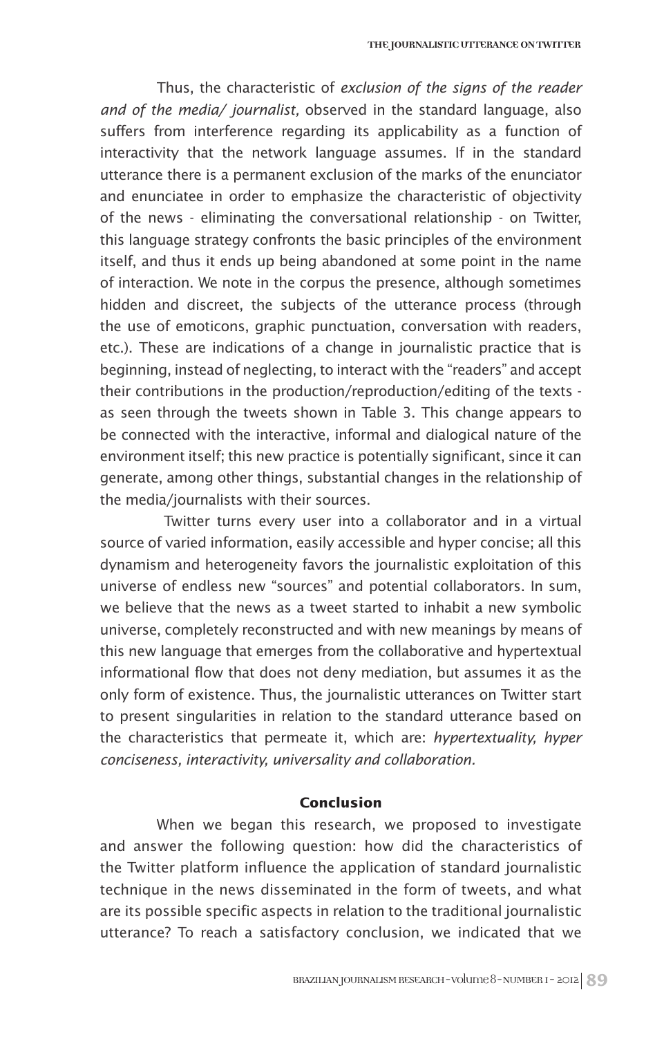Thus, the characteristic of *exclusion of the signs of the reader and of the media/ journalist,* observed in the standard language, also suffers from interference regarding its applicability as a function of interactivity that the network language assumes. If in the standard utterance there is a permanent exclusion of the marks of the enunciator and enunciatee in order to emphasize the characteristic of objectivity of the news - eliminating the conversational relationship - on Twitter, this language strategy confronts the basic principles of the environment itself, and thus it ends up being abandoned at some point in the name of interaction. We note in the corpus the presence, although sometimes hidden and discreet, the subjects of the utterance process (through the use of emoticons, graphic punctuation, conversation with readers, etc.). These are indications of a change in journalistic practice that is beginning, instead of neglecting, to interact with the "readers" and accept their contributions in the production/reproduction/editing of the texts - as seen through the tweets shown in Table 3. This change appears to be connected with the interactive, informal and dialogical nature of the environment itself; this new practice is potentially significant, since it can generate, among other things, substantial changes in the relationship of the media/journalists with their sources.

Twitter turns every user into a collaborator and in a virtual source of varied information, easily accessible and hyper concise; all this dynamism and heterogeneity favors the journalistic exploitation of this universe of endless new "sources" and potential collaborators. In sum, we believe that the news as a tweet started to inhabit a new symbolic universe, completely reconstructed and with new meanings by means of this new language that emerges from the collaborative and hypertextual informational flow that does not deny mediation, but assumes it as the only form of existence. Thus, the journalistic utterances on Twitter start to present singularities in relation to the standard utterance based on the characteristics that permeate it, which are: *hypertextuality, hyper conciseness, interactivity, universality and collaboration.*

## Conclusion

When we began this research, we proposed to investigate and answer the following question: how did the characteristics of the Twitter platform influence the application of standard journalistic technique in the news disseminated in the form of tweets, and what are its possible specific aspects in relation to the traditional journalistic utterance? To reach a satisfactory conclusion, we indicated that we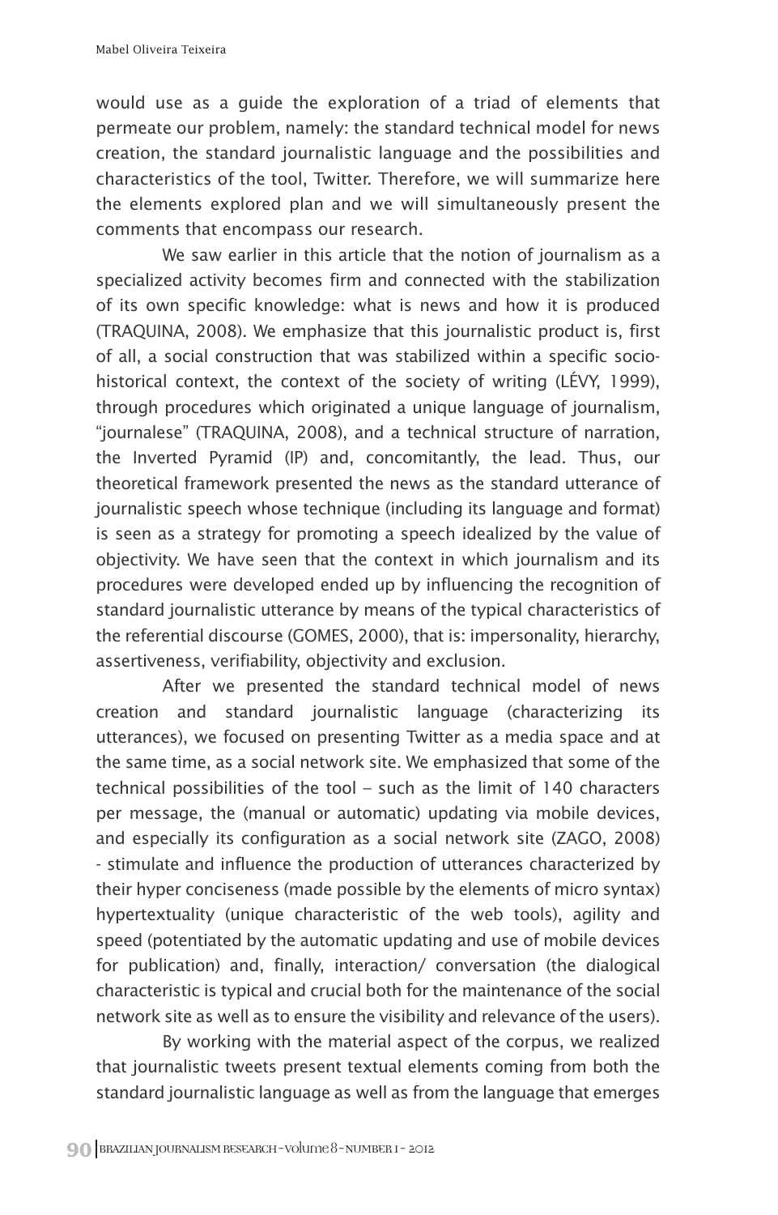would use as a guide the exploration of a triad of elements that permeate our problem, namely: the standard technical model for news creation, the standard journalistic language and the possibilities and characteristics of the tool, Twitter. Therefore, we will summarize here the elements explored plan and we will simultaneously present the comments that encompass our research.

We saw earlier in this article that the notion of journalism as a specialized activity becomes firm and connected with the stabilization of its own specific knowledge: what is news and how it is produced (TRAQUINA, 2008). We emphasize that this journalistic product is, first of all, a social construction that was stabilized within a specific socio-historical context, the context of the society of writing (LÉVY, 1999), through procedures which originated a unique language of journalism, "journalese" (TRAQUINA, 2008), and a technical structure of narration, the Inverted Pyramid (IP) and, concomitantly, the lead. Thus, our theoretical framework presented the news as the standard utterance of journalistic speech whose technique (including its language and format) is seen as a strategy for promoting a speech idealized by the value of objectivity. We have seen that the context in which journalism and its procedures were developed ended up by influencing the recognition of standard journalistic utterance by means of the typical characteristics of the referential discourse (GOMES, 2000), that is: impersonality, hierarchy, assertiveness, verifiability, objectivity and exclusion.

After we presented the standard technical model of news creation and standard journalistic language (characterizing its utterances), we focused on presenting Twitter as a media space and at the same time, as a social network site. We emphasized that some of the technical possibilities of the tool – such as the limit of 140 characters per message, the (manual or automatic) updating via mobile devices, and especially its configuration as a social network site (ZAGO, 2008) - stimulate and influence the production of utterances characterized by their hyper conciseness (made possible by the elements of micro syntax) hypertextuality (unique characteristic of the web tools), agility and speed (potentiated by the automatic updating and use of mobile devices for publication) and, finally, interaction/ conversation (the dialogical characteristic is typical and crucial both for the maintenance of the social network site as well as to ensure the visibility and relevance of the users).

By working with the material aspect of the corpus, we realized that journalistic tweets present textual elements coming from both the standard journalistic language as well as from the language that emerges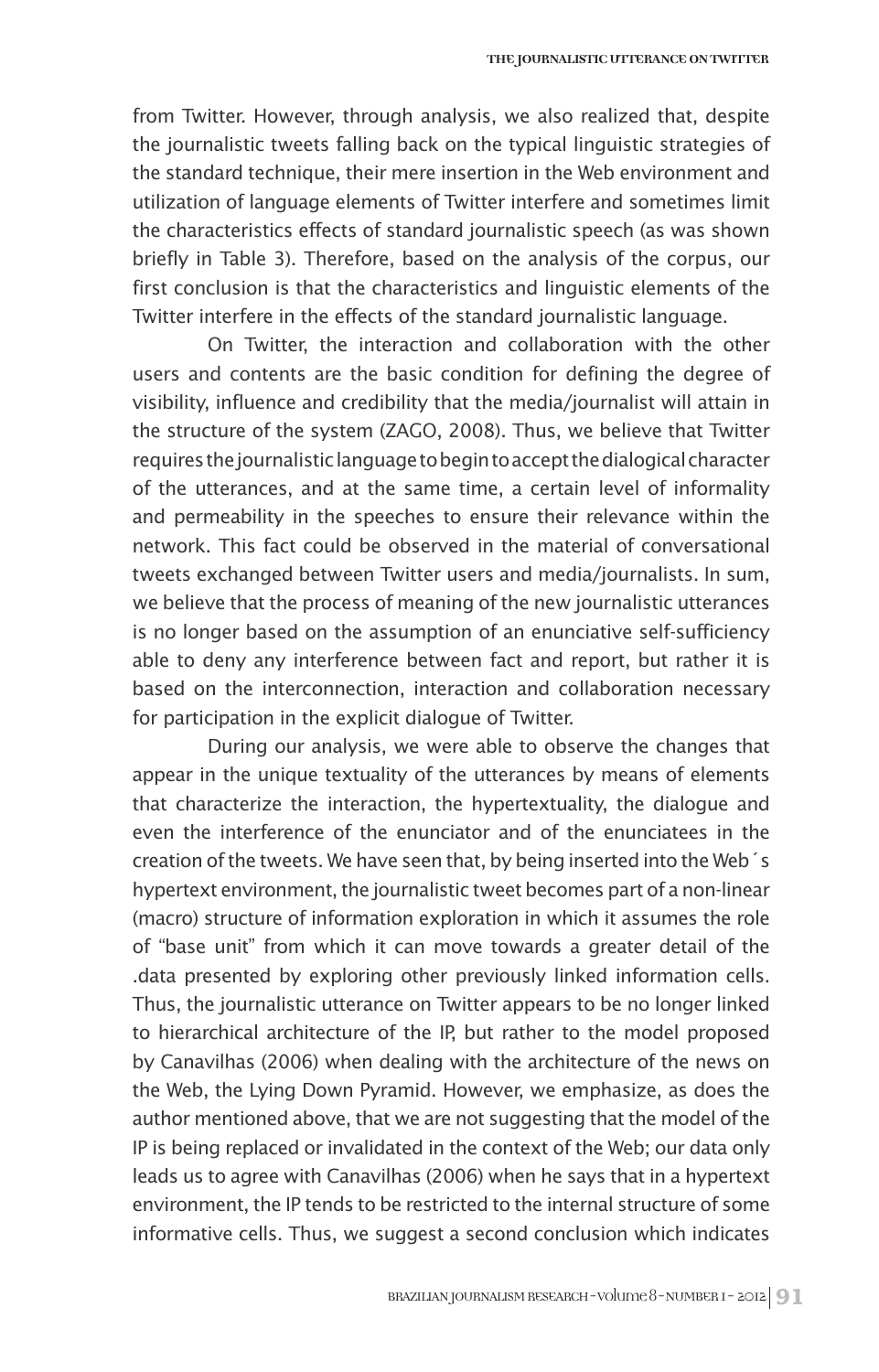from Twitter. However, through analysis, we also realized that, despite the journalistic tweets falling back on the typical linguistic strategies of the standard technique, their mere insertion in the Web environment and utilization of language elements of Twitter interfere and sometimes limit the characteristics effects of standard journalistic speech (as was shown briefly in Table 3). Therefore, based on the analysis of the corpus, our first conclusion is that the characteristics and linguistic elements of the Twitter interfere in the effects of the standard journalistic language.

On Twitter, the interaction and collaboration with the other users and contents are the basic condition for defining the degree of visibility, influence and credibility that the media/journalist will attain in the structure of the system (ZAGO, 2008). Thus, we believe that Twitter requires the journalistic language to begin to accept the dialogical character of the utterances, and at the same time, a certain level of informality and permeability in the speeches to ensure their relevance within the network. This fact could be observed in the material of conversational tweets exchanged between Twitter users and media/journalists. In sum, we believe that the process of meaning of the new journalistic utterances is no longer based on the assumption of an enunciative self-sufficiency able to deny any interference between fact and report, but rather it is based on the interconnection, interaction and collaboration necessary for participation in the explicit dialogue of Twitter.

During our analysis, we were able to observe the changes that appear in the unique textuality of the utterances by means of elements that characterize the interaction, the hypertextuality, the dialogue and even the interference of the enunciator and of the enunciatees in the creation of the tweets. We have seen that, by being inserted into the Web´s hypertext environment, the journalistic tweet becomes part of a non-linear (macro) structure of information exploration in which it assumes the role of "base unit" from which it can move towards a greater detail of the .data presented by exploring other previously linked information cells. Thus, the journalistic utterance on Twitter appears to be no longer linked to hierarchical architecture of the IP, but rather to the model proposed by Canavilhas (2006) when dealing with the architecture of the news on the Web, the Lying Down Pyramid. However, we emphasize, as does the author mentioned above, that we are not suggesting that the model of the IP is being replaced or invalidated in the context of the Web; our data only leads us to agree with Canavilhas (2006) when he says that in a hypertext environment, the IP tends to be restricted to the internal structure of some informative cells. Thus, we suggest a second conclusion which indicates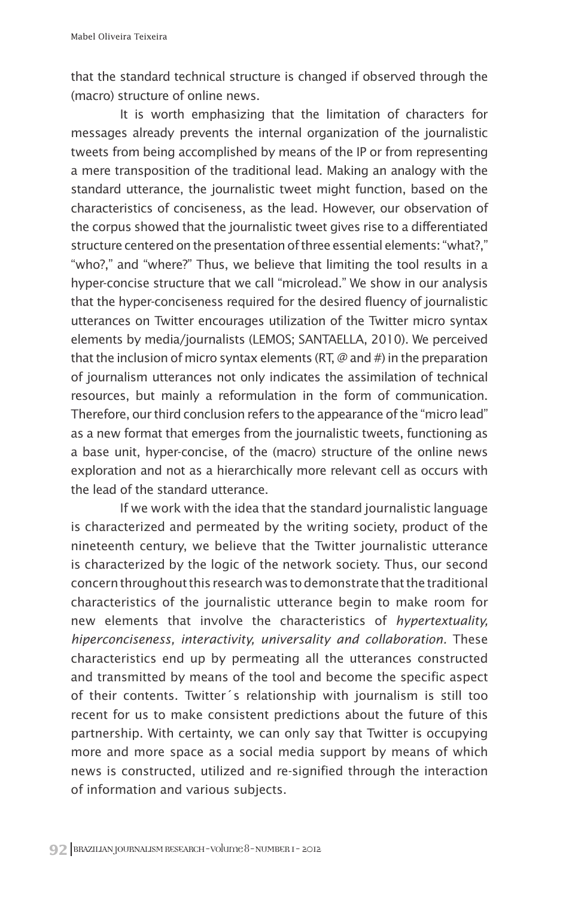that the standard technical structure is changed if observed through the (macro) structure of online news.

It is worth emphasizing that the limitation of characters for messages already prevents the internal organization of the journalistic tweets from being accomplished by means of the IP or from representing a mere transposition of the traditional lead. Making an analogy with the standard utterance, the journalistic tweet might function, based on the characteristics of conciseness, as the lead. However, our observation of the corpus showed that the journalistic tweet gives rise to a differentiated structure centered on the presentation of three essential elements: "what?," "who?," and "where?" Thus, we believe that limiting the tool results in a hyper-concise structure that we call "microlead." We show in our analysis that the hyper-conciseness required for the desired fluency of journalistic utterances on Twitter encourages utilization of the Twitter micro syntax elements by media/journalists (LEMOS; SANTAELLA, 2010). We perceived that the inclusion of micro syntax elements (RT, @ and #) in the preparation of journalism utterances not only indicates the assimilation of technical resources, but mainly a reformulation in the form of communication. Therefore, our third conclusion refers to the appearance of the "micro lead" as a new format that emerges from the journalistic tweets, functioning as a base unit, hyper-concise, of the (macro) structure of the online news exploration and not as a hierarchically more relevant cell as occurs with the lead of the standard utterance.

If we work with the idea that the standard journalistic language is characterized and permeated by the writing society, product of the nineteenth century, we believe that the Twitter journalistic utterance is characterized by the logic of the network society. Thus, our second concern throughout this research was to demonstrate that the traditional characteristics of the journalistic utterance begin to make room for new elements that involve the characteristics of *hypertextuality, hiperconciseness, interactivity, universality and collaboration.* These characteristics end up by permeating all the utterances constructed and transmitted by means of the tool and become the specific aspect of their contents. Twitter´s relationship with journalism is still too recent for us to make consistent predictions about the future of this partnership. With certainty, we can only say that Twitter is occupying more and more space as a social media support by means of which news is constructed, utilized and re-signified through the interaction of information and various subjects.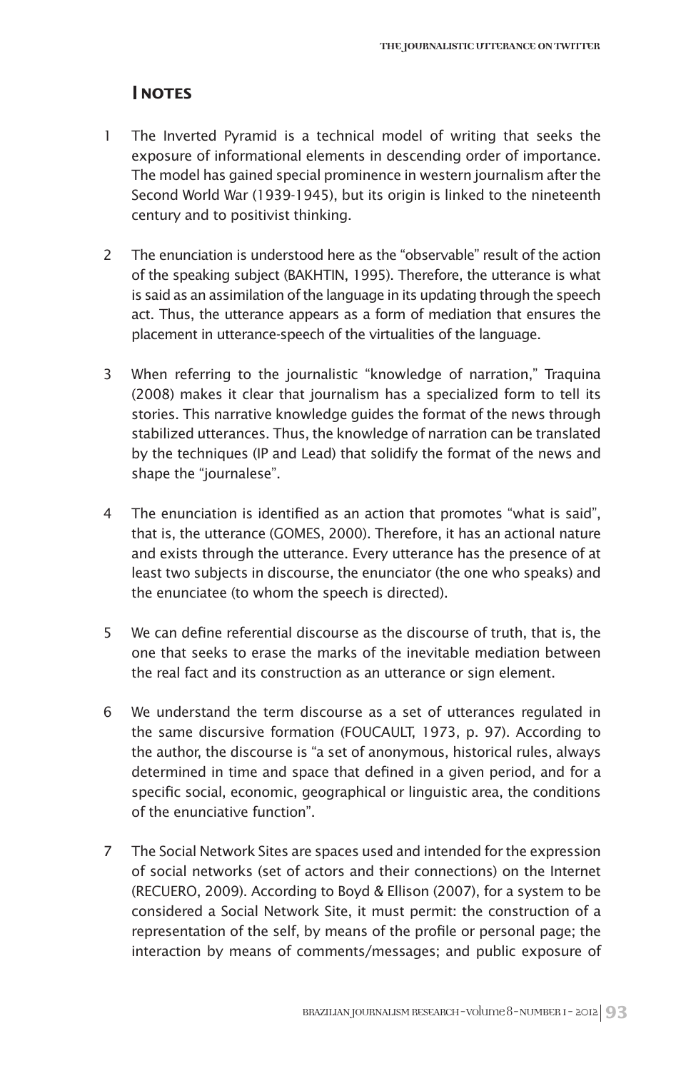## NOTES

1. The Inverted Pyramid is a technical model of writing that seeks the exposure of informational elements in descending order of importance. The model has gained special prominence in western journalism after the Second World War (1939-1945), but its origin is linked to the nineteenth century and to positivist thinking.

2. The enunciation is understood here as the "observable" result of the action of the speaking subject (BAKHTIN, 1995). Therefore, the utterance is what is said as an assimilation of the language in its updating through the speech act. Thus, the utterance appears as a form of mediation that ensures the placement in utterance-speech of the virtualities of the language.

3. When referring to the journalistic "knowledge of narration," Traquina (2008) makes it clear that journalism has a specialized form to tell its stories. This narrative knowledge guides the format of the news through stabilized utterances. Thus, the knowledge of narration can be translated by the techniques (IP and Lead) that solidify the format of the news and shape the "journalese".

4. The enunciation is identified as an action that promotes "what is said", that is, the utterance (GOMES, 2000). Therefore, it has an actional nature and exists through the utterance. Every utterance has the presence of at least two subjects in discourse, the enunciator (the one who speaks) and the enunciatee (to whom the speech is directed).

5. We can define referential discourse as the discourse of truth, that is, the one that seeks to erase the marks of the inevitable mediation between the real fact and its construction as an utterance or sign element.

6. We understand the term discourse as a set of utterances regulated in the same discursive formation (FOUCAULT, 1973, p. 97). According to the author, the discourse is "a set of anonymous, historical rules, always determined in time and space that defined in a given period, and for a specific social, economic, geographical or linguistic area, the conditions of the enunciative function".

7. The Social Network Sites are spaces used and intended for the expression of social networks (set of actors and their connections) on the Internet (RECUERO, 2009). According to Boyd & Ellison (2007), for a system to be considered a Social Network Site, it must permit: the construction of a representation of the self, by means of the profile or personal page; the interaction by means of comments/messages; and public exposure of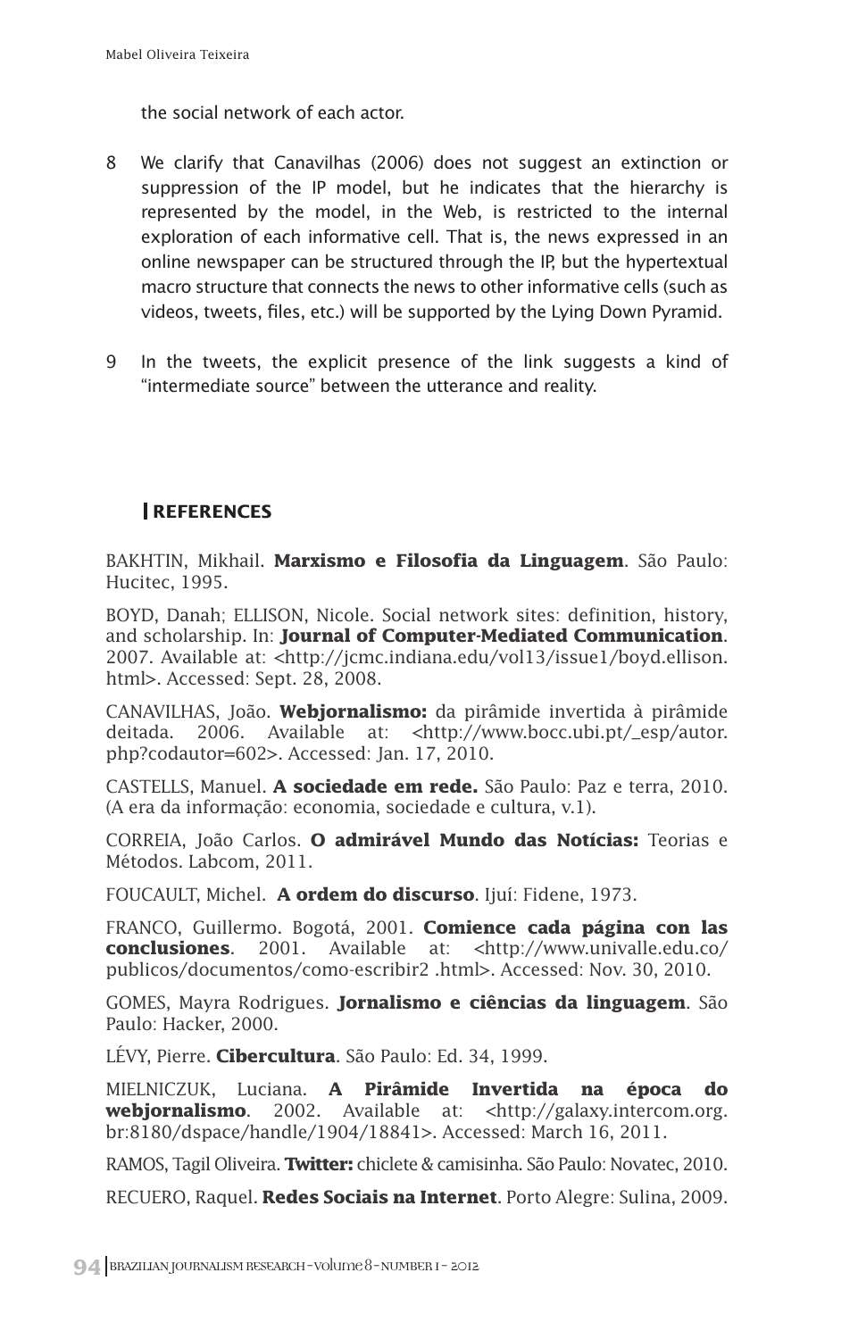the social network of each actor.

8 We clarify that Canavilhas (2006) does not suggest an extinction or suppression of the IP model, but he indicates that the hierarchy is represented by the model, in the Web, is restricted to the internal exploration of each informative cell. That is, the news expressed in an online newspaper can be structured through the IP, but the hypertextual macro structure that connects the news to other informative cells (such as videos, tweets, files, etc.) will be supported by the Lying Down Pyramid.

9 In the tweets, the explicit presence of the link suggests a kind of "intermediate source" between the utterance and reality.

## REFERENCES

BAKHTIN, Mikhail. **Marxismo e Filosofia da Linguagem**. São Paulo: Hucitec, 1995.

BOYD, Danah; ELLISON, Nicole. Social network sites: definition, history, and scholarship. In: **Journal of Computer-Mediated Communication**. 2007. Available at: <http://jcmc.indiana.edu/vol13/issue1/boyd.ellison.html>. Accessed: Sept. 28, 2008.

CANAVILHAS, João. **Webjornalismo:** da pirâmide invertida à pirâmide deitada. 2006. Available at: <http://www.bocc.ubi.pt/_esp/autor.php?codautor=602>. Accessed: Jan. 17, 2010.

CASTELLS, Manuel. **A sociedade em rede.** São Paulo: Paz e terra, 2010. (A era da informação: economia, sociedade e cultura, v.1).

CORREIA, João Carlos. **O admirável Mundo das Notícias:** Teorias e Métodos. Labcom, 2011.

FOUCAULT, Michel. **A ordem do discurso**. Ijuí: Fidene, 1973.

FRANCO, Guillermo. Bogotá, 2001. **Comience cada página con las conclusiones**. 2001. Available at: <http://www.univalle.edu.co/publicos/documentos/como-escribir2 .html>. Accessed: Nov. 30, 2010.

GOMES, Mayra Rodrigues. **Jornalismo e ciências da linguagem**. São Paulo: Hacker, 2000.

LÉVY, Pierre. **Cibercultura**. São Paulo: Ed. 34, 1999.

MIELNICZUK, Luciana. **A Pirâmide Invertida na época do webjornalismo**. 2002. Available at: <http://galaxy.intercom.org.br:8180/dspace/handle/1904/18841>. Accessed: March 16, 2011.

RAMOS, Tagil Oliveira. **Twitter:** chiclete & camisinha. São Paulo: Novatec, 2010.

RECUERO, Raquel. **Redes Sociais na Internet**. Porto Alegre: Sulina, 2009.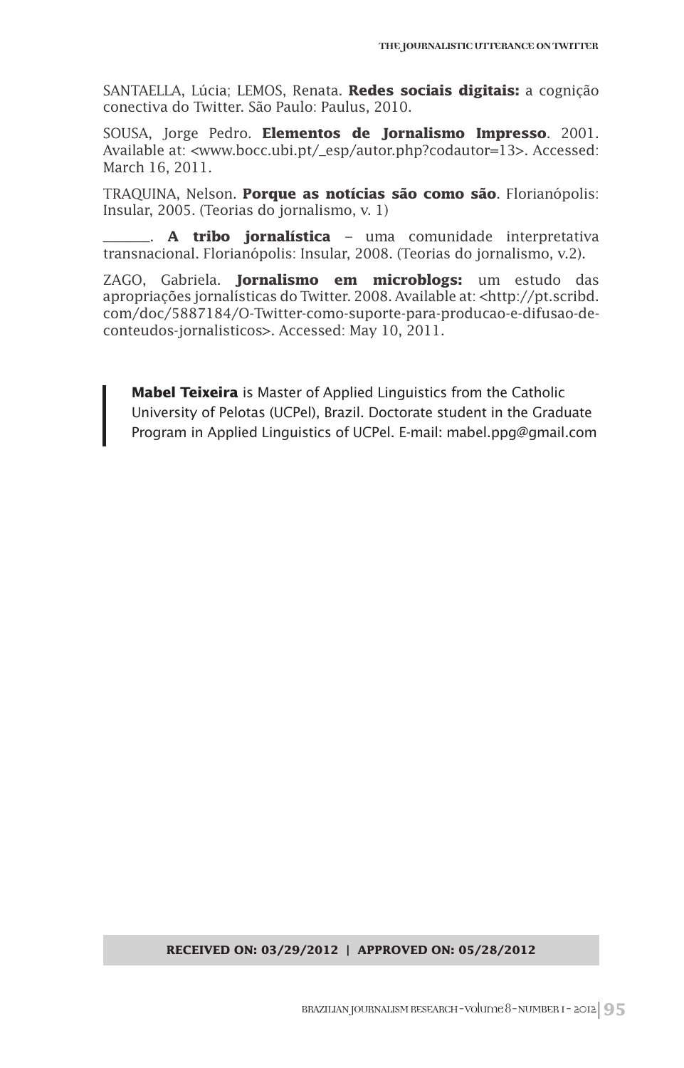SANTAELLA, Lúcia; LEMOS, Renata. **Redes sociais digitais:** a cognição conectiva do Twitter. São Paulo: Paulus, 2010.

SOUSA, Jorge Pedro. **Elementos de Jornalismo Impresso**. 2001. Available at: <www.bocc.ubi.pt/_esp/autor.php?codautor=13>. Accessed: March 16, 2011.

TRAQUINA, Nelson. **Porque as notícias são como são**. Florianópolis: Insular, 2005. (Teorias do jornalismo, v. 1)

______. **A tribo jornalística** – uma comunidade interpretativa transnacional. Florianópolis: Insular, 2008. (Teorias do jornalismo, v.2).

ZAGO, Gabriela. **Jornalismo em microblogs:** um estudo das apropriações jornalísticas do Twitter. 2008. Available at: <http://pt.scribd.com/doc/5887184/O-Twitter-como-suporte-para-producao-e-difusao-de-conteudos-jornalisticos>. Accessed: May 10, 2011.

> **Mabel Teixeira** is Master of Applied Linguistics from the Catholic University of Pelotas (UCPel), Brazil. Doctorate student in the Graduate Program in Applied Linguistics of UCPel. E-mail: mabel.ppg@gmail.com

**RECEIVED ON: 03/29/2012 | APPROVED ON: 05/28/2012**